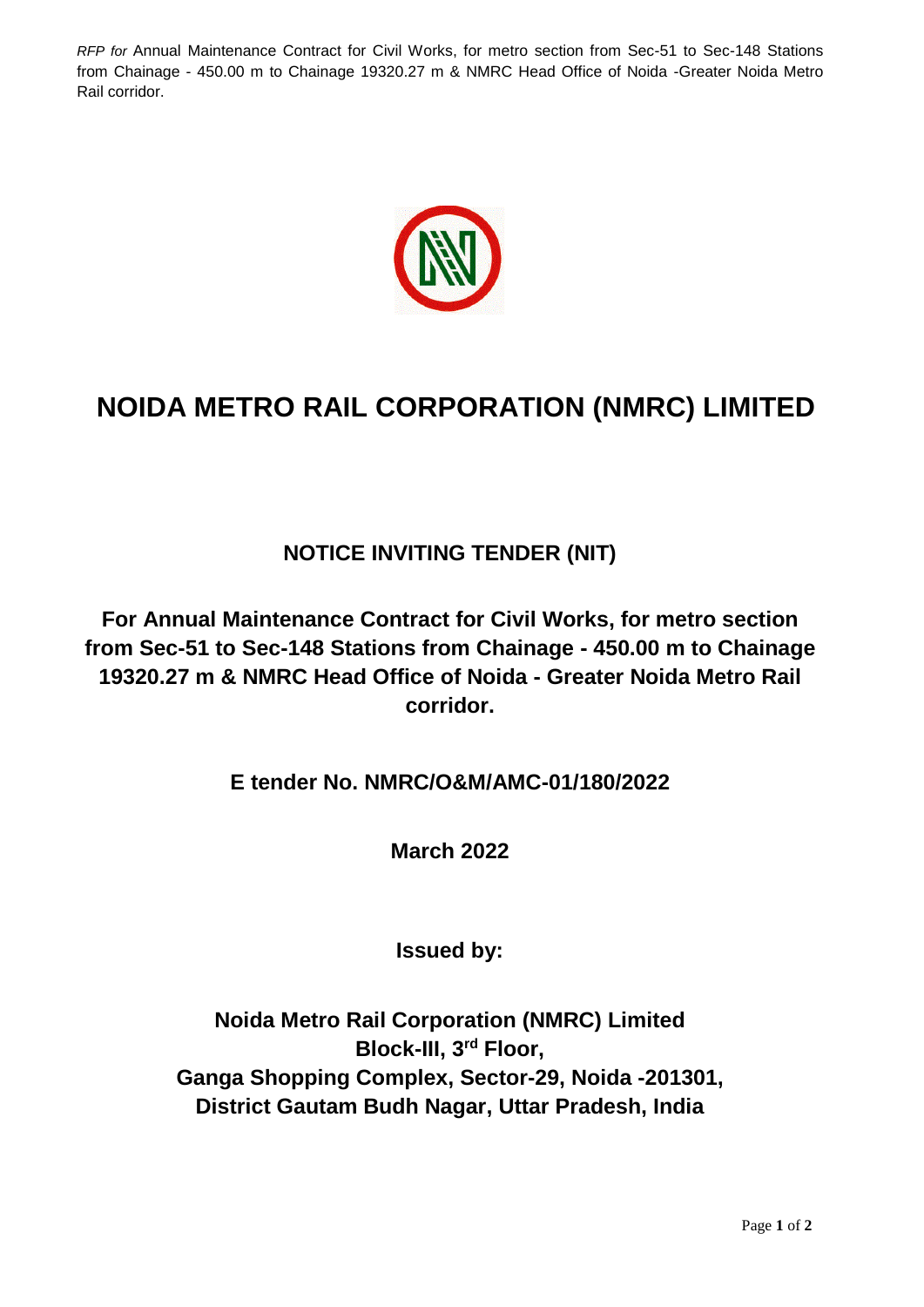# NOIDA METRO RAIL CORPORATION (NMRC) LIMITED

## NOTICE INVITING TENDER (NIT)

## For Annual Maintenance Contract for Civil Works, for metro section from Sec-51 to Sec-148 Stations from Chainage - 450.00 m to Chainage 19320.27 m & NMRC Head Office of Noida - Greater Noida Metro Rail corridor.

**E tender No. NMRC/O&M/AMC-01/180/2022**

**March 2022**

**Issued by:**

**Noida Metro Rail Corporation (NMRC) Limited**
**Block-III, 3rd Floor,**
**Ganga Shopping Complex, Sector-29, Noida -201301,**
**District Gautam Budh Nagar, Uttar Pradesh, India**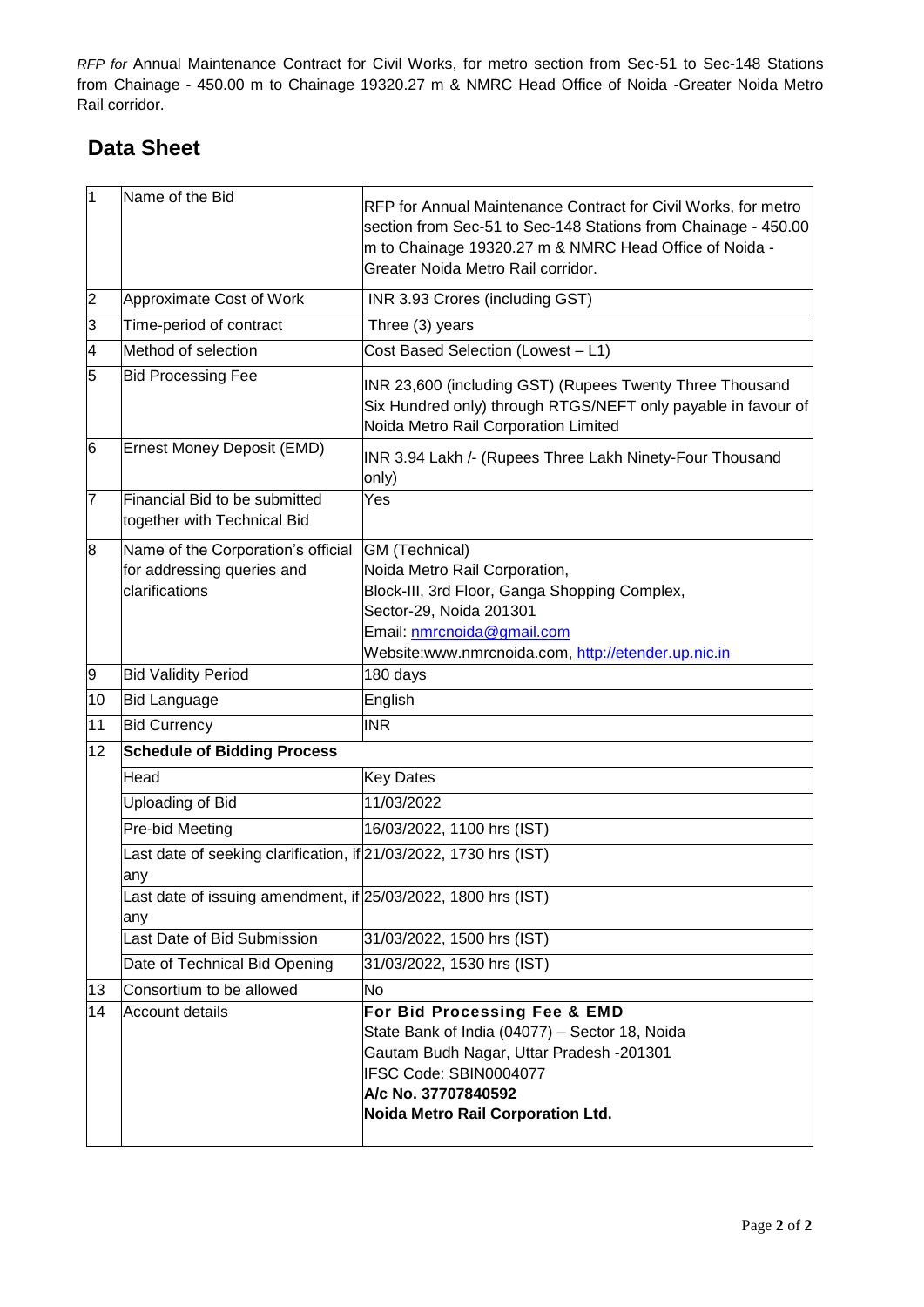*RFP for* Annual Maintenance Contract for Civil Works, for metro section from Sec-51 to Sec-148 Stations from Chainage - 450.00 m to Chainage 19320.27 m & NMRC Head Office of Noida -Greater Noida Metro Rail corridor.

## Data Sheet

| | | |
|---|---|---|
| 1 | Name of the Bid | RFP for Annual Maintenance Contract for Civil Works, for metro section from Sec-51 to Sec-148 Stations from Chainage - 450.00 m to Chainage 19320.27 m & NMRC Head Office of Noida -Greater Noida Metro Rail corridor. |
| 2 | Approximate Cost of Work | INR 3.93 Crores (including GST) |
| 3 | Time-period of contract | Three (3) years |
| 4 | Method of selection | Cost Based Selection (Lowest – L1) |
| 5 | Bid Processing Fee | INR 23,600 (including GST) (Rupees Twenty Three Thousand Six Hundred only) through RTGS/NEFT only payable in favour of Noida Metro Rail Corporation Limited |
| 6 | Ernest Money Deposit (EMD) | INR 3.94 Lakh /- (Rupees Three Lakh Ninety-Four Thousand only) |
| 7 | Financial Bid to be submitted together with Technical Bid | Yes |
| 8 | Name of the Corporation's official for addressing queries and clarifications | GM (Technical)<br>Noida Metro Rail Corporation,<br>Block-III, 3rd Floor, Ganga Shopping Complex,<br>Sector-29, Noida 201301<br>Email: nmrcnoida@gmail.com<br>Website:www.nmrcnoida.com, http://etender.up.nic.in |
| 9 | Bid Validity Period | 180 days |
| 10 | Bid Language | English |
| 11 | Bid Currency | INR |
| 12 | **Schedule of Bidding Process** | |
| | Head | Key Dates |
| | Uploading of Bid | 11/03/2022 |
| | Pre-bid Meeting | 16/03/2022, 1100 hrs (IST) |
| | Last date of seeking clarification, if any | 21/03/2022, 1730 hrs (IST) |
| | Last date of issuing amendment, if any | 25/03/2022, 1800 hrs (IST) |
| | Last Date of Bid Submission | 31/03/2022, 1500 hrs (IST) |
| | Date of Technical Bid Opening | 31/03/2022, 1530 hrs (IST) |
| 13 | Consortium to be allowed | No |
| 14 | Account details | **For Bid Processing Fee & EMD**<br>State Bank of India (04077) – Sector 18, Noida<br>Gautam Budh Nagar, Uttar Pradesh -201301<br>IFSC Code: SBIN0004077<br>**A/c No. 37707840592**<br>**Noida Metro Rail Corporation Ltd.** |